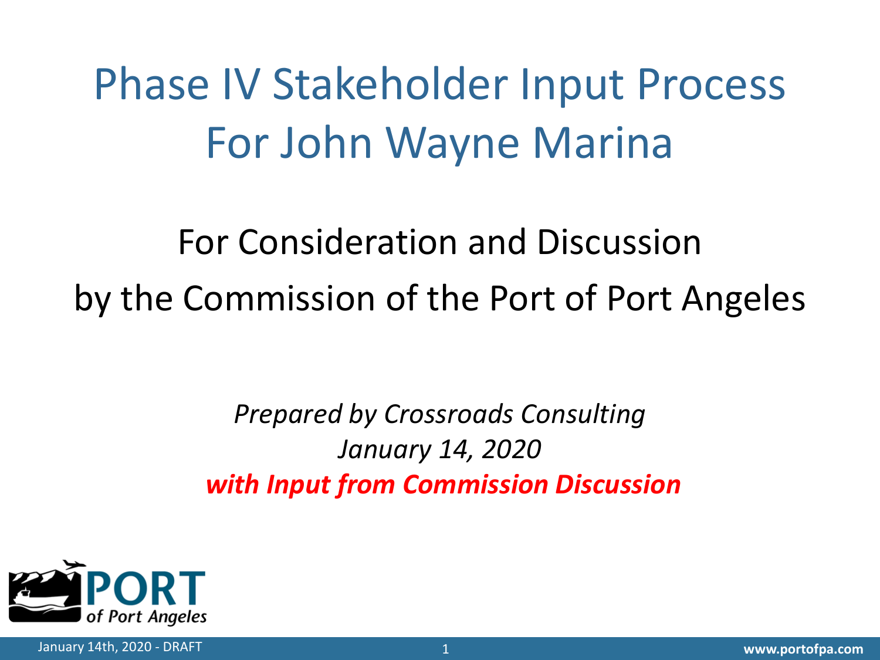# Phase IV Stakeholder Input Process For John Wayne Marina

## For Consideration and Discussion by the Commission of the Port of Port Angeles

*Prepared by Crossroads Consulting*
*January 14, 2020*
***with Input from Commission Discussion***

PORT of Port Angeles

January 14th, 2020 - DRAFT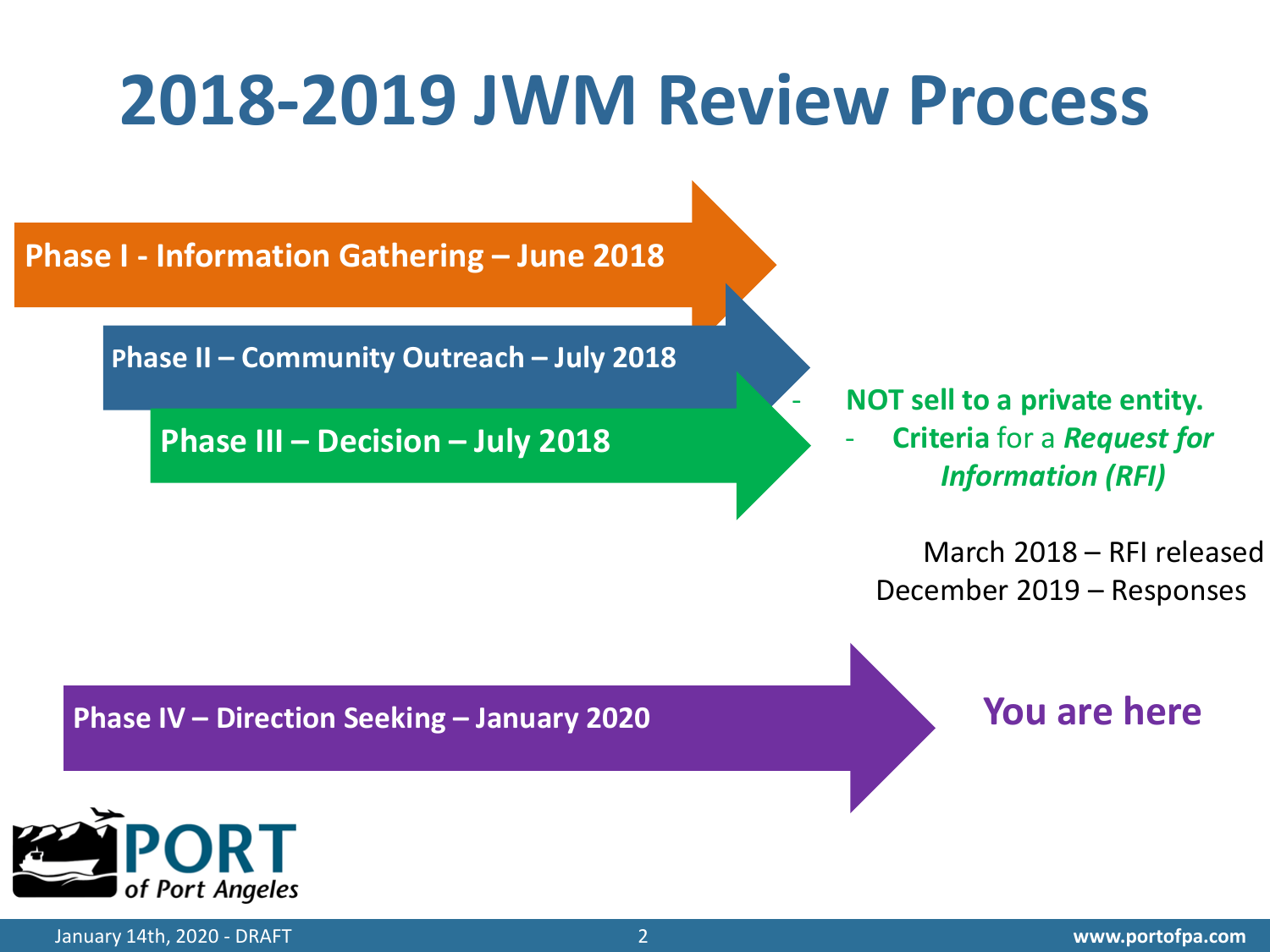# 2018-2019 JWM Review Process

**Phase I - Information Gathering – June 2018**

**Phase II – Community Outreach – July 2018**

**Phase III – Decision – July 2018**

- **NOT sell to a private entity.**
- **Criteria** for a ***Request for Information (RFI)***

March 2018 – RFI released
December 2019 – Responses

**Phase IV – Direction Seeking – January 2020**

**You are here**

PORT of Port Angeles

January 14th, 2020 - DRAFT

www.portofpa.com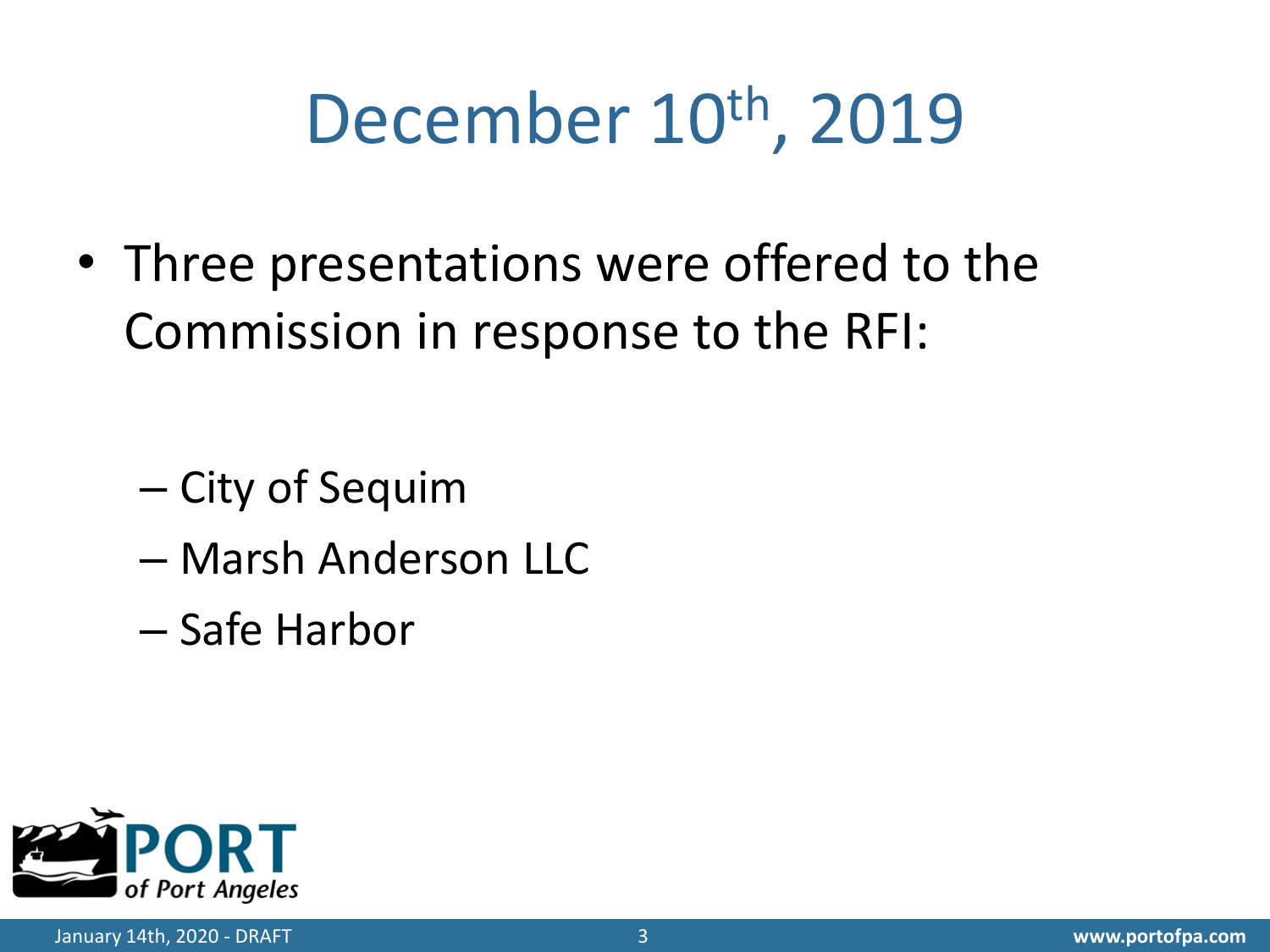# December 10th, 2019

- Three presentations were offered to the Commission in response to the RFI:
  - City of Sequim
  - Marsh Anderson LLC
  - Safe Harbor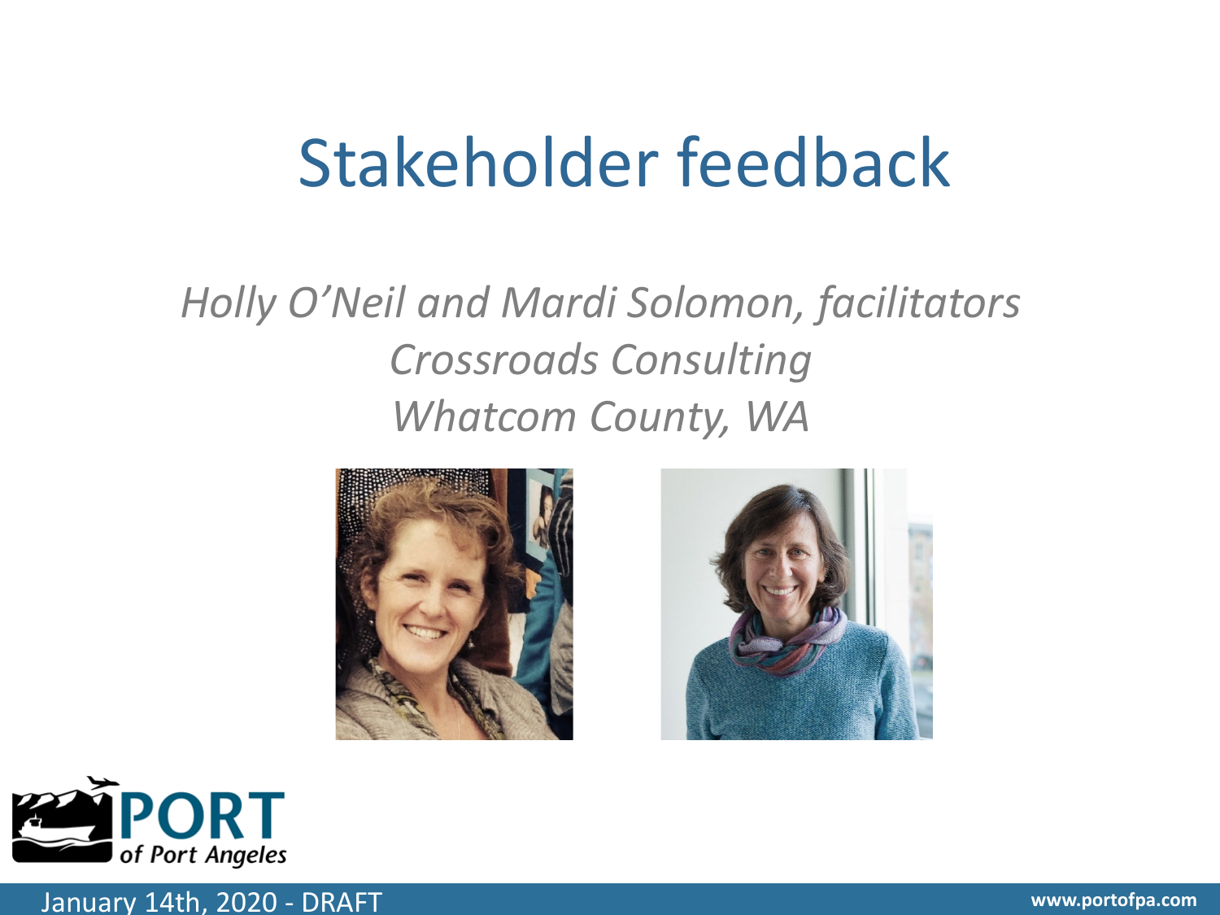# Stakeholder feedback

*Holly O'Neil and Mardi Solomon, facilitators*
*Crossroads Consulting*
*Whatcom County, WA*

January 14th, 2020 - DRAFT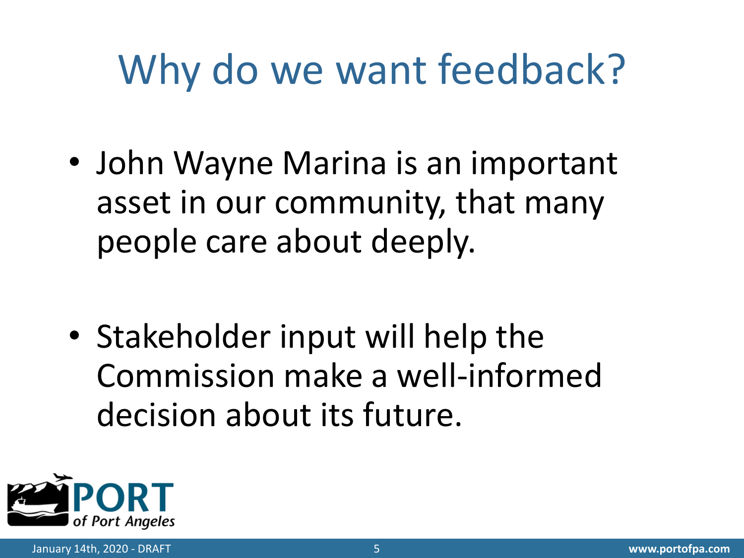# Why do we want feedback?

- John Wayne Marina is an important asset in our community, that many people care about deeply.

- Stakeholder input will help the Commission make a well-informed decision about its future.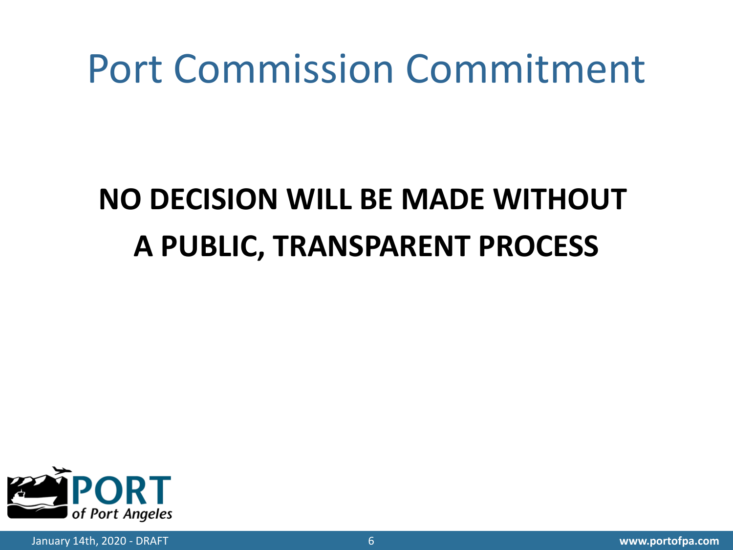# Port Commission Commitment

**NO DECISION WILL BE MADE WITHOUT A PUBLIC, TRANSPARENT PROCESS**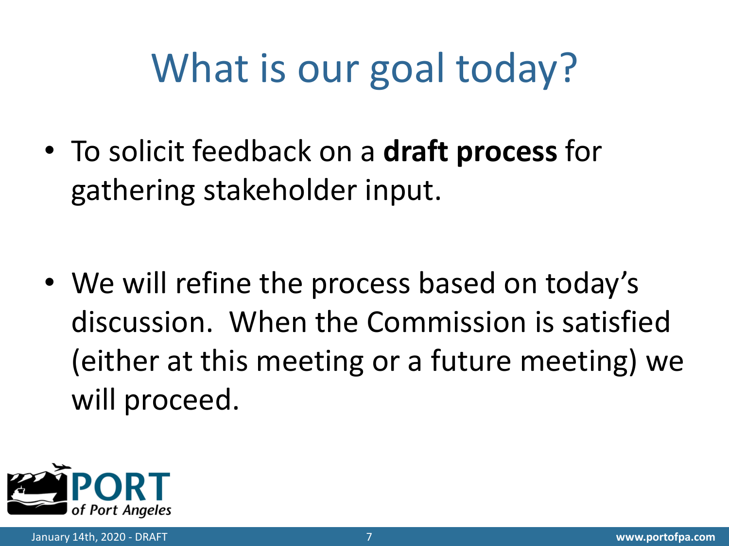# What is our goal today?

- To solicit feedback on a **draft process** for gathering stakeholder input.

- We will refine the process based on today's discussion.  When the Commission is satisfied (either at this meeting or a future meeting) we will proceed.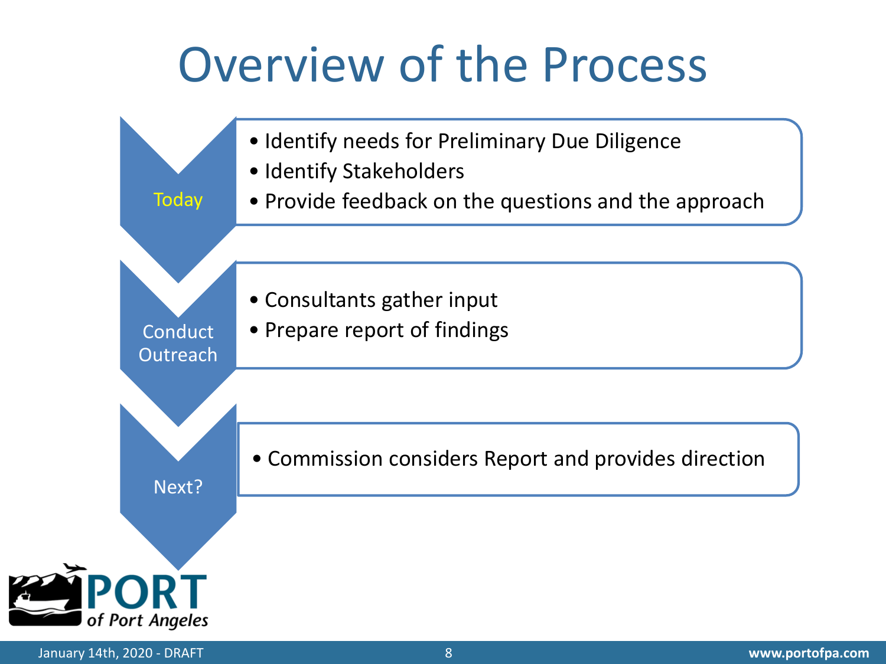# Overview of the Process

**Today**

- Identify needs for Preliminary Due Diligence
- Identify Stakeholders
- Provide feedback on the questions and the approach

**Conduct Outreach**

- Consultants gather input
- Prepare report of findings

**Next?**

- Commission considers Report and provides direction

January 14th, 2020 - DRAFT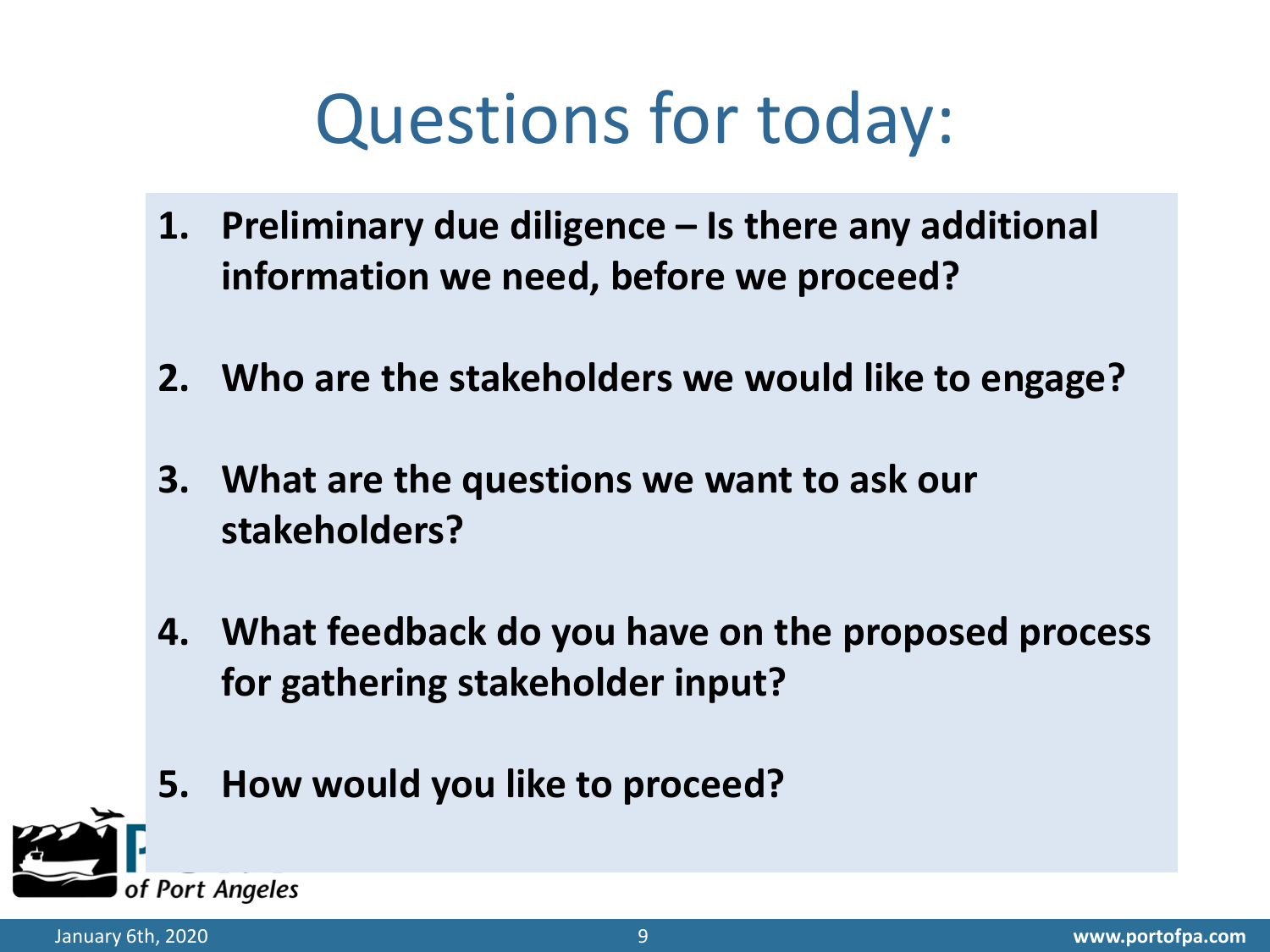# Questions for today:

1. **Preliminary due diligence – Is there any additional information we need, before we proceed?**

2. **Who are the stakeholders we would like to engage?**

3. **What are the questions we want to ask our stakeholders?**

4. **What feedback do you have on the proposed process for gathering stakeholder input?**

5. **How would you like to proceed?**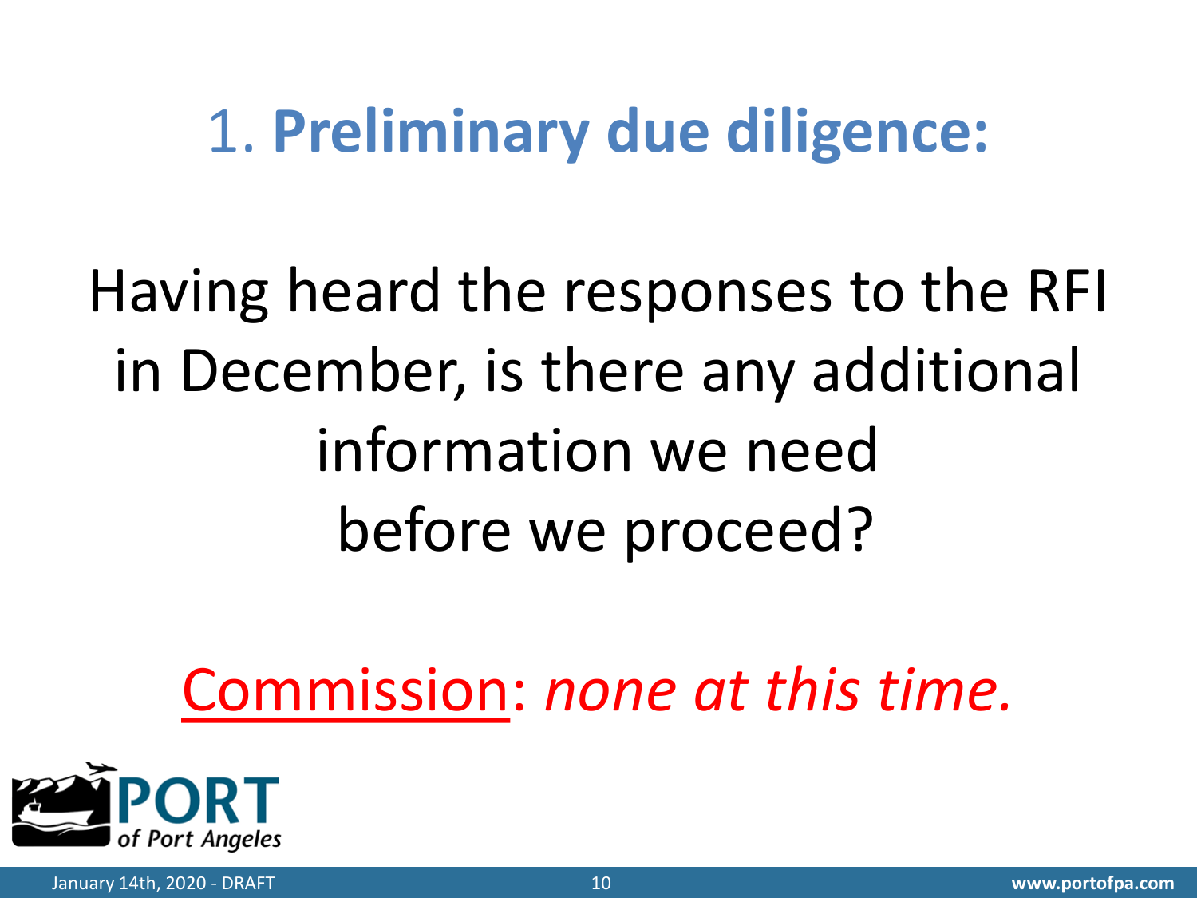# 1. **Preliminary due diligence:**

Having heard the responses to the RFI in December, is there any additional information we need before we proceed?

Commission: *none at this time.*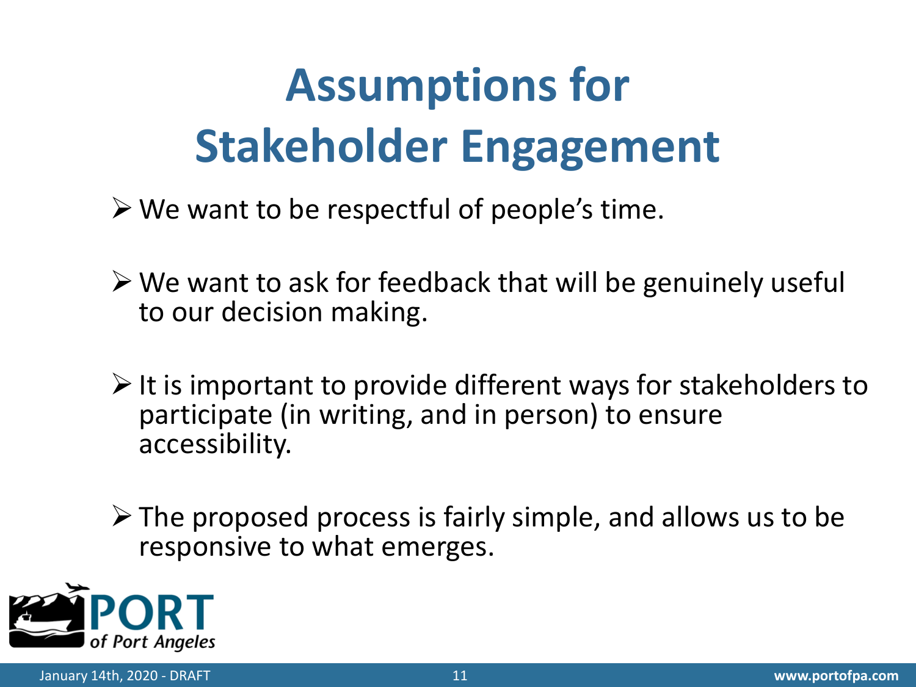# Assumptions for Stakeholder Engagement

- We want to be respectful of people's time.
- We want to ask for feedback that will be genuinely useful to our decision making.
- It is important to provide different ways for stakeholders to participate (in writing, and in person) to ensure accessibility.
- The proposed process is fairly simple, and allows us to be responsive to what emerges.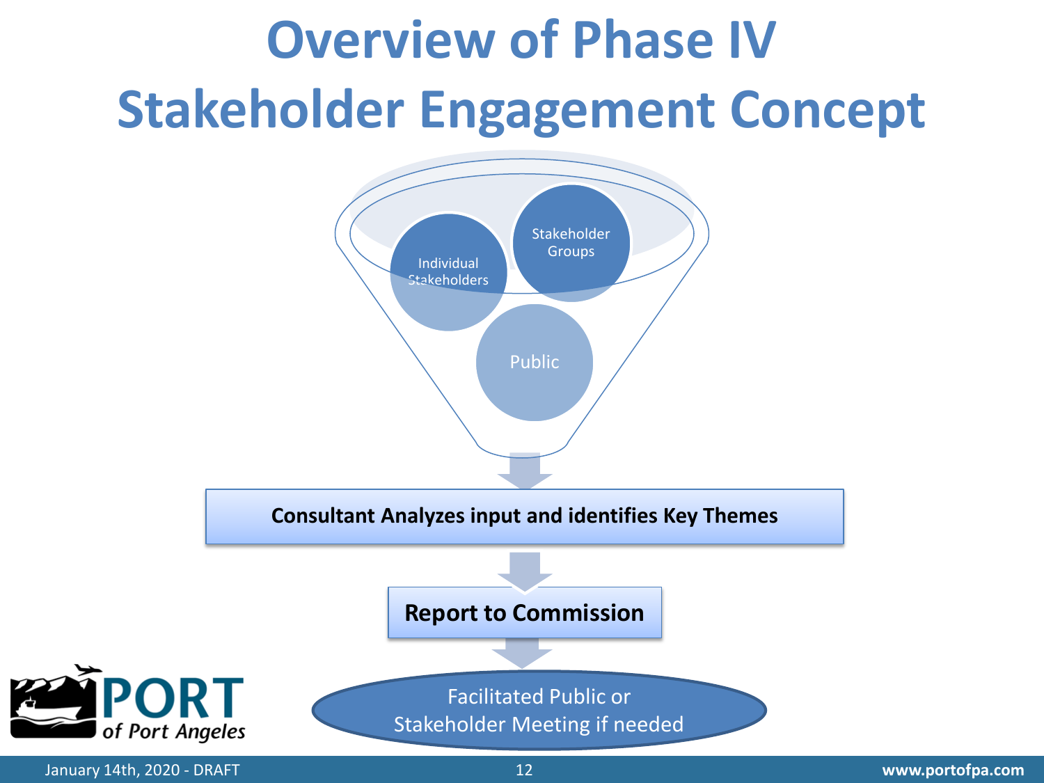# Overview of Phase IV Stakeholder Engagement Concept

Individual Stakeholders

Stakeholder Groups

Public

**Consultant Analyzes input and identifies Key Themes**

**Report to Commission**

Facilitated Public or Stakeholder Meeting if needed

January 14th, 2020 - DRAFT

www.portofpa.com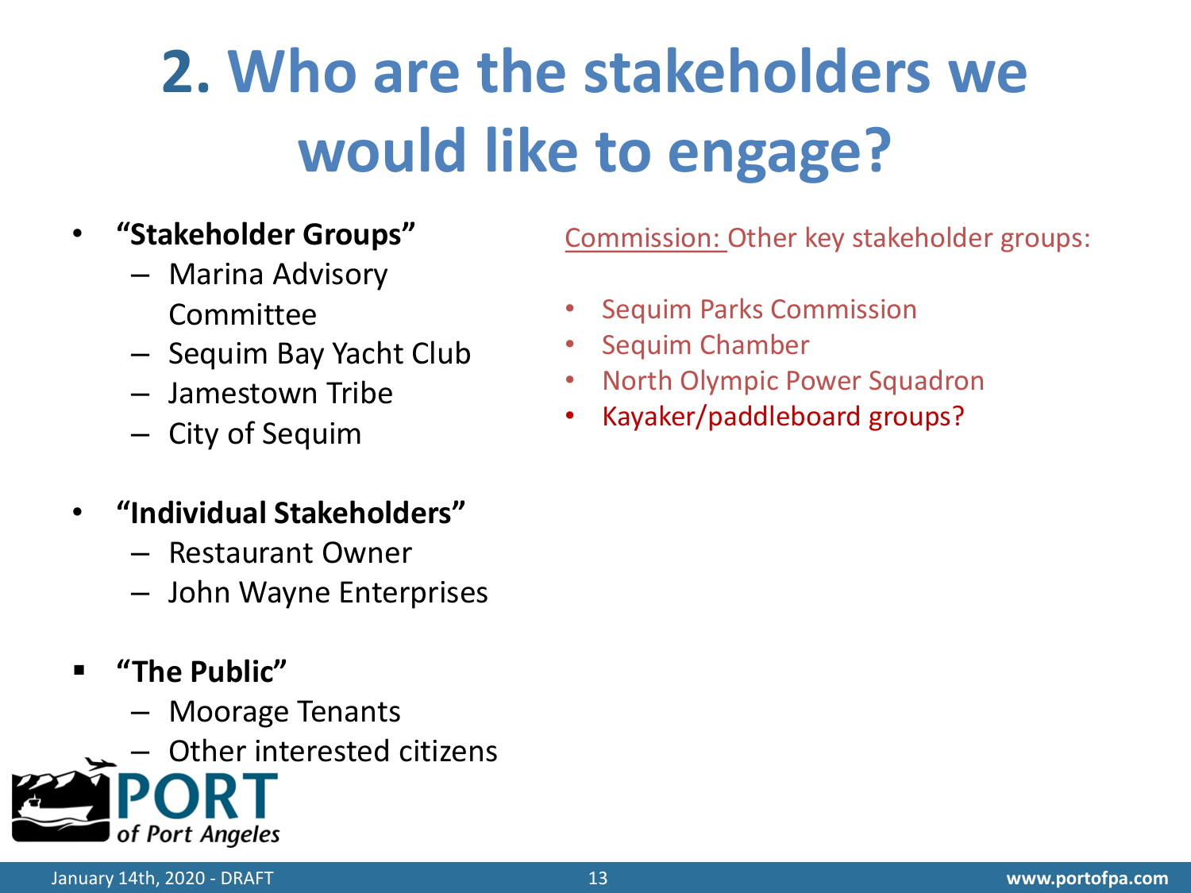# 2. Who are the stakeholders we would like to engage?

- **"Stakeholder Groups"**
  - Marina Advisory Committee
  - Sequim Bay Yacht Club
  - Jamestown Tribe
  - City of Sequim

- **"Individual Stakeholders"**
  - Restaurant Owner
  - John Wayne Enterprises

- **"The Public"**
  - Moorage Tenants
  - Other interested citizens

Commission: Other key stakeholder groups:

- Sequim Parks Commission
- Sequim Chamber
- North Olympic Power Squadron
- Kayaker/paddleboard groups?

PORT of Port Angeles

January 14th, 2020 - DRAFT

www.portofpa.com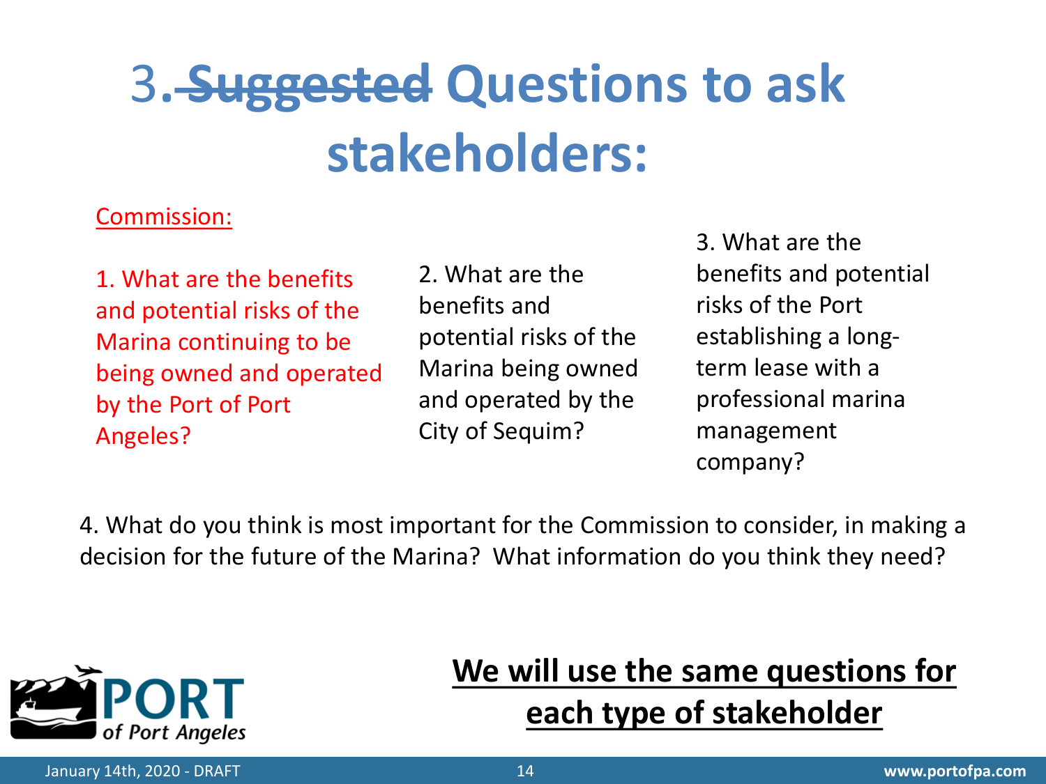# 3. ~~Suggested~~ Questions to ask stakeholders:

Commission:

1. What are the benefits and potential risks of the Marina continuing to be being owned and operated by the Port of Port Angeles?

2. What are the benefits and potential risks of the Marina being owned and operated by the City of Sequim?

3. What are the benefits and potential risks of the Port establishing a long-term lease with a professional marina management company?

4. What do you think is most important for the Commission to consider, in making a decision for the future of the Marina? What information do you think they need?

**We will use the same questions for each type of stakeholder**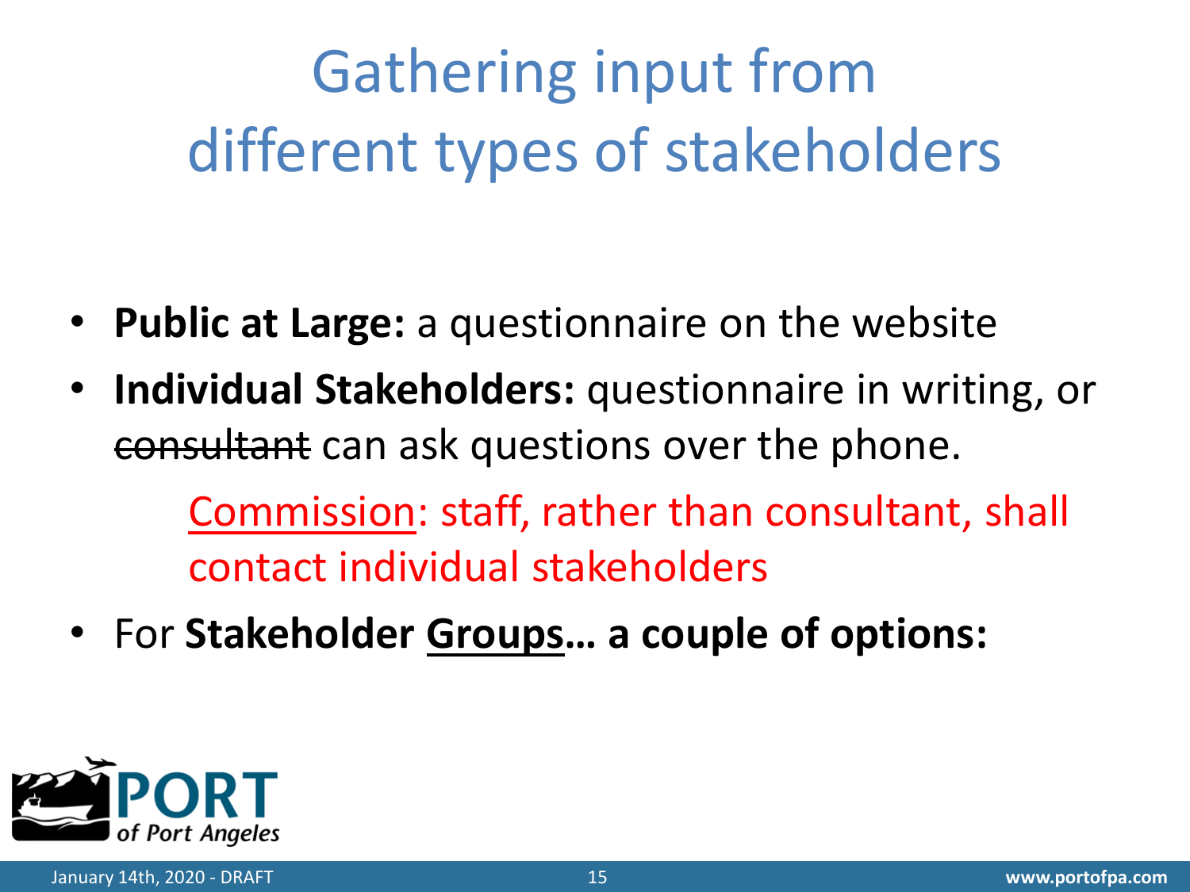# Gathering input from different types of stakeholders

- **Public at Large:** a questionnaire on the website
- **Individual Stakeholders:** questionnaire in writing, or ~~consultant~~ can ask questions over the phone.

  <u>Commission</u>: staff, rather than consultant, shall contact individual stakeholders

- For **Stakeholder <u>Groups</u>… a couple of options:**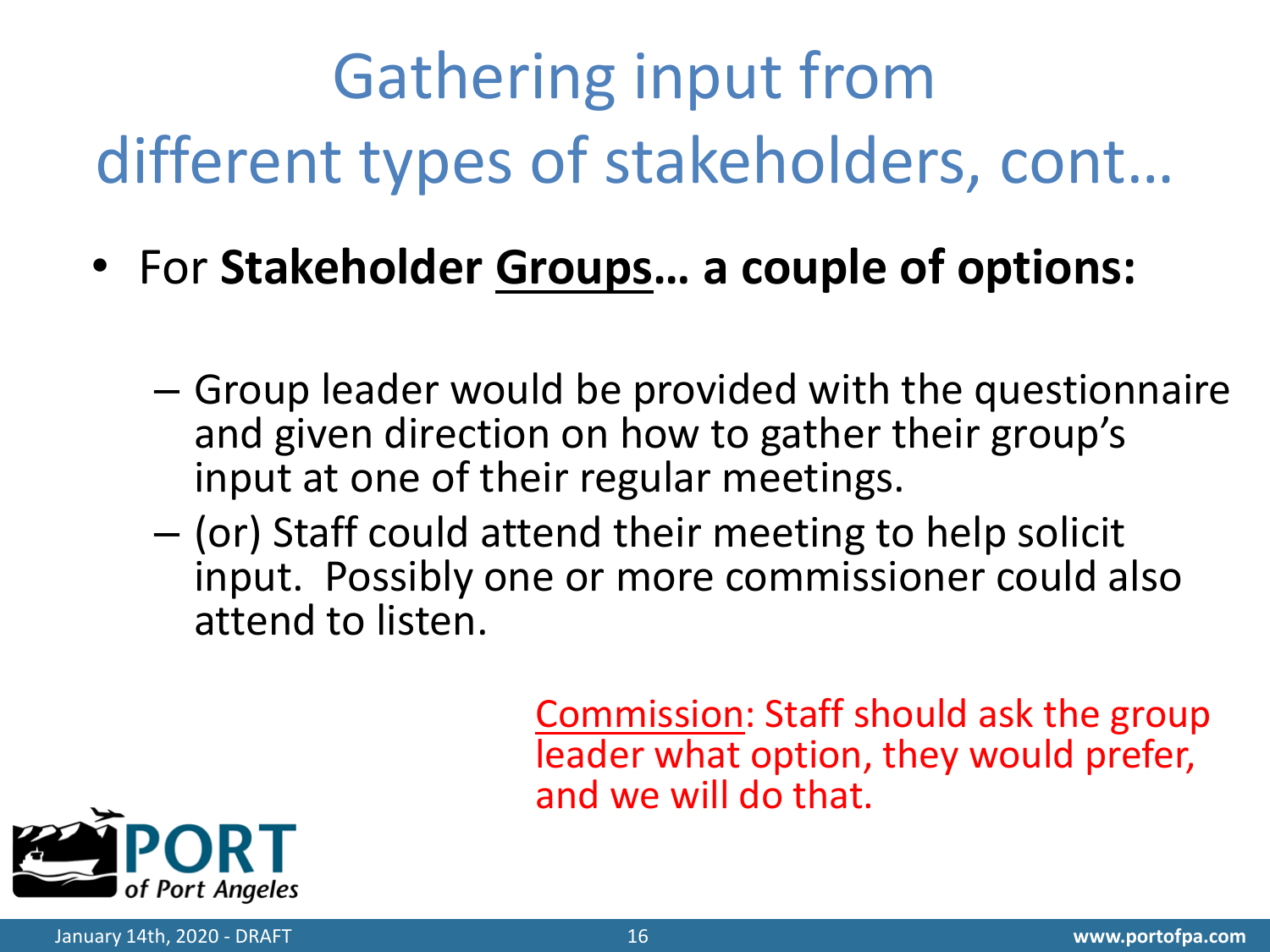# Gathering input from different types of stakeholders, cont…

- For **Stakeholder <u>Groups</u>… a couple of options:**
  - Group leader would be provided with the questionnaire and given direction on how to gather their group's input at one of their regular meetings.
  - (or) Staff could attend their meeting to help solicit input. Possibly one or more commissioner could also attend to listen.

<u>Commission</u>: Staff should ask the group leader what option, they would prefer, and we will do that.

PORT of Port Angeles

January 14th, 2020 - DRAFT

www.portofpa.com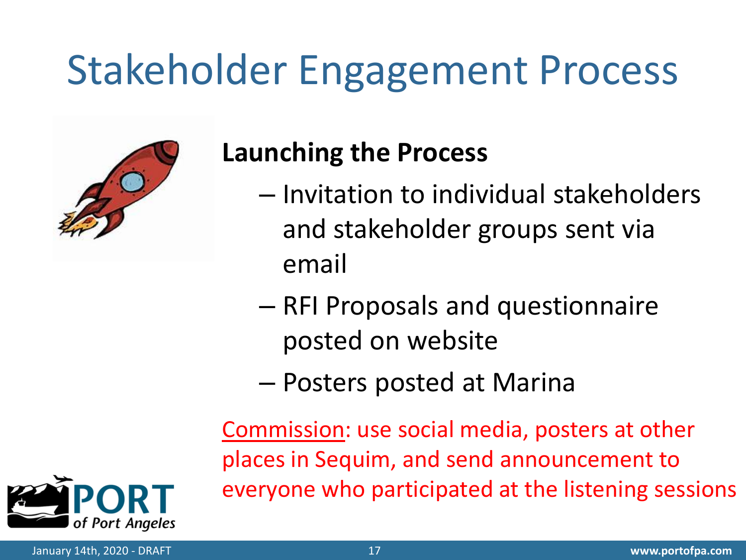# Stakeholder Engagement Process

**Launching the Process**

- Invitation to individual stakeholders and stakeholder groups sent via email
- RFI Proposals and questionnaire posted on website
- Posters posted at Marina

Commission: use social media, posters at other places in Sequim, and send announcement to everyone who participated at the listening sessions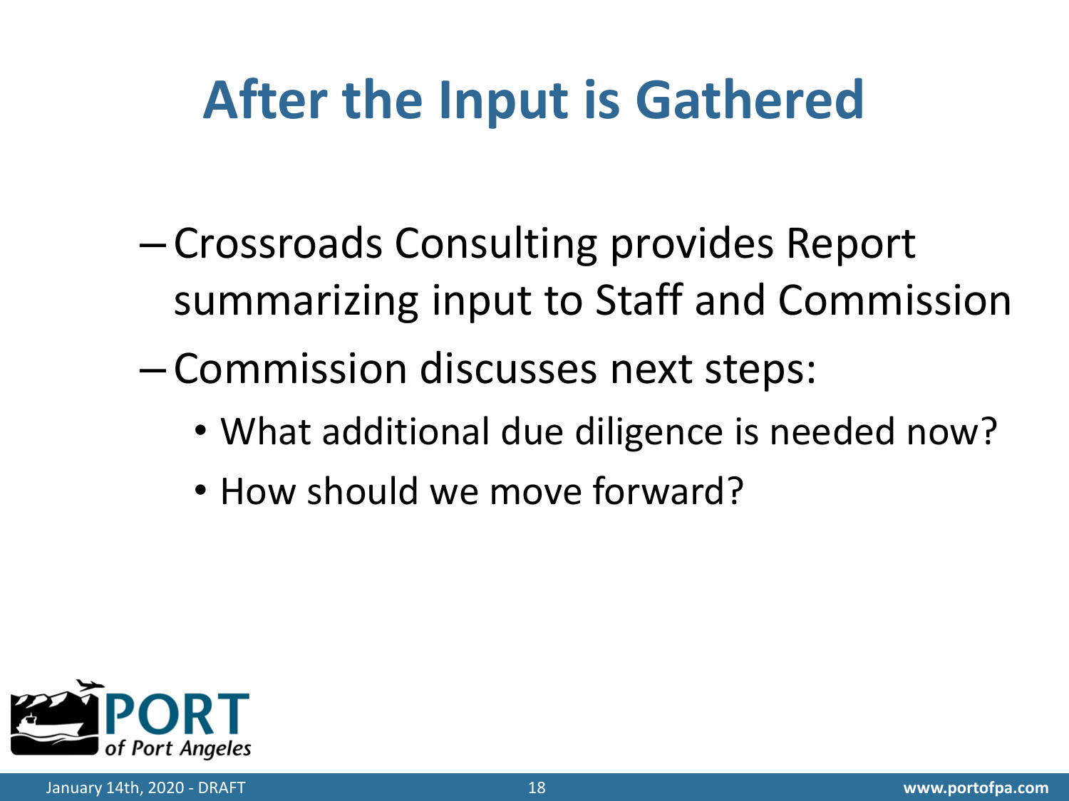# After the Input is Gathered

- Crossroads Consulting provides Report summarizing input to Staff and Commission
- Commission discusses next steps:
  - What additional due diligence is needed now?
  - How should we move forward?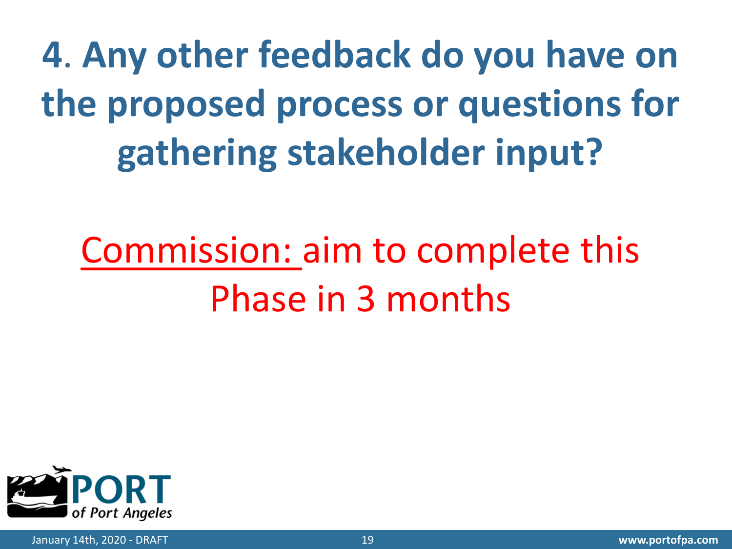# 4. Any other feedback do you have on the proposed process or questions for gathering stakeholder input?

<u>Commission:</u> aim to complete this Phase in 3 months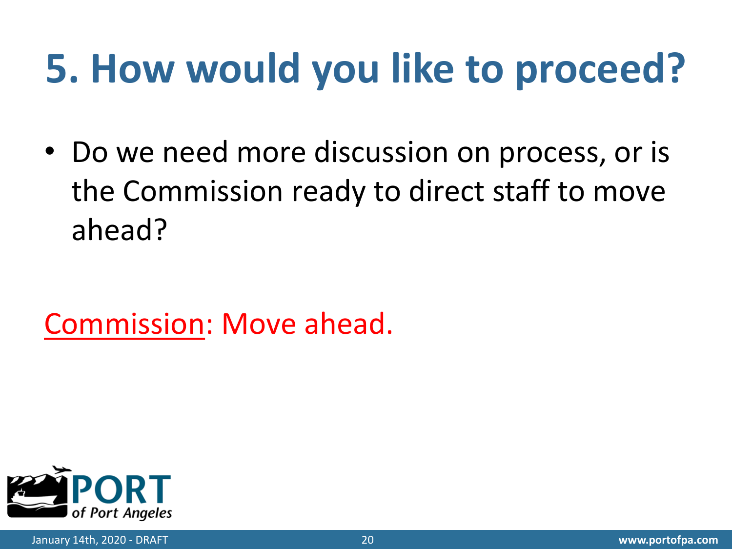# 5. How would you like to proceed?

- Do we need more discussion on process, or is the Commission ready to direct staff to move ahead?

<u>Commission</u>: Move ahead.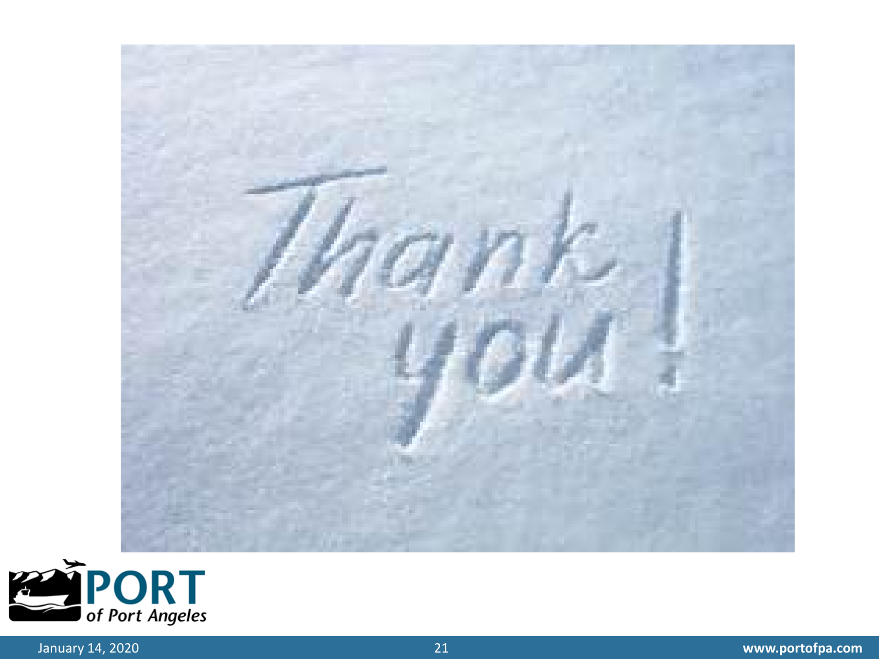Thank you!